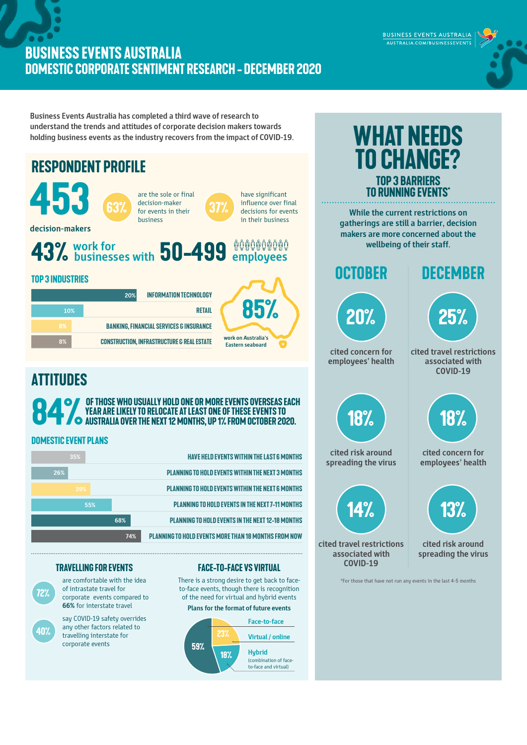# BUSINESS EVENTS AUSTRALIA
## DOMESTIC CORPORATE SENTIMENT RESEARCH – DECEMBER 2020

BUSINESS EVENTS AUSTRALIA
AUSTRALIA.COM/BUSINESSEVENTS

Business Events Australia has completed a third wave of research to understand the trends and attitudes of corporate decision makers towards holding business events as the industry recovers from the impact of COVID-19.

## RESPONDENT PROFILE

**453** decision-makers

**63%** are the sole or final decision-maker for events in their business

**37%** have significant influence over final decisions for events in their business

**43%** work for businesses with **50-499** employees

### TOP 3 INDUSTRIES

| Industry | % |
|---|---|
| INFORMATION TECHNOLOGY | 20% |
| RETAIL | 10% |
| BANKING, FINANCIAL SERVICES & INSURANCE | 8% |
| CONSTRUCTION, INFRASTRUCTURE & REAL ESTATE | 8% |

**85%** work on Australia's Eastern seaboard

## ATTITUDES

**84%** OF THOSE WHO USUALLY HOLD ONE OR MORE EVENTS OVERSEAS EACH YEAR ARE LIKELY TO RELOCATE AT LEAST ONE OF THESE EVENTS TO AUSTRALIA OVER THE NEXT 12 MONTHS, UP 1% FROM OCTOBER 2020.

### DOMESTIC EVENT PLANS

| Plan | % |
|---|---|
| HAVE HELD EVENTS WITHIN THE LAST 6 MONTHS | 35% |
| PLANNING TO HOLD EVENTS WITHIN THE NEXT 3 MONTHS | 26% |
| PLANNING TO HOLD EVENTS WITHIN THE NEXT 6 MONTHS | 39% |
| PLANNING TO HOLD EVENTS IN THE NEXT 7-11 MONTHS | 55% |
| PLANNING TO HOLD EVENTS IN THE NEXT 12-18 MONTHS | 68% |
| PLANNING TO HOLD EVENTS MORE THAN 18 MONTHS FROM NOW | 74% |

### TRAVELLING FOR EVENTS

**72%** are comfortable with the idea of intrastate travel for corporate events compared to **66%** for interstate travel

**40%** say COVID-19 safety overrides any other factors related to travelling interstate for corporate events

### FACE-TO-FACE VS VIRTUAL

There is a strong desire to get back to face-to-face events, though there is recognition of the need for virtual and hybrid events

**Plans for the format of future events**

| Format | % |
|---|---|
| Face-to-face | 59% |
| Virtual / online | 23% |
| Hybrid (combination of face-to-face and virtual) | 18% |

## WHAT NEEDS TO CHANGE?

### TOP 3 BARRIERS TO RUNNING EVENTS*

While the current restrictions on gatherings are still a barrier, decision makers are more concerned about the wellbeing of their staff.

| OCTOBER | DECEMBER |
|---|---|
| **20%** cited concern for employees' health | **25%** cited travel restrictions associated with COVID-19 |
| **18%** cited risk around spreading the virus | **18%** cited concern for employees' health |
| **14%** cited travel restrictions associated with COVID-19 | **13%** cited risk around spreading the virus |

*For those that have not run any events in the last 4-5 months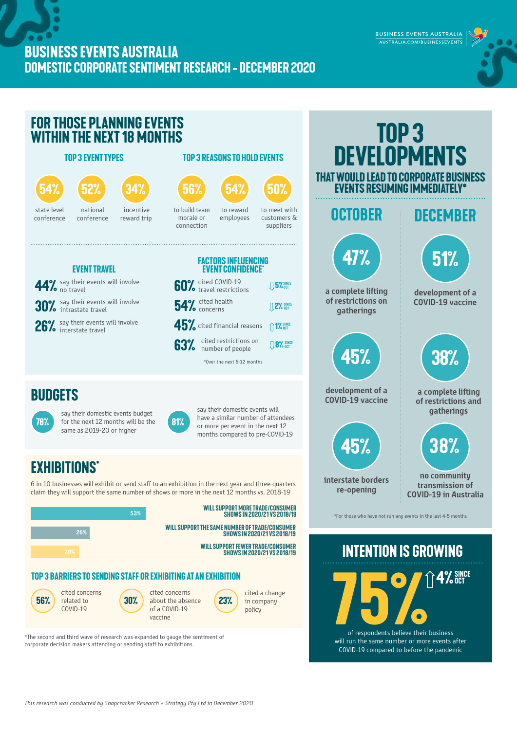# BUSINESS EVENTS AUSTRALIA
# DOMESTIC CORPORATE SENTIMENT RESEARCH – DECEMBER 2020

BUSINESS EVENTS AUSTRALIA
AUSTRALIA.COM/BUSINESSEVENTS

## FOR THOSE PLANNING EVENTS WITHIN THE NEXT 18 MONTHS

### TOP 3 EVENT TYPES

- **54%** state level conference
- **52%** national conference
- **34%** incentive reward trip

### TOP 3 REASONS TO HOLD EVENTS

- **56%** to build team morale or connection
- **54%** to reward employees
- **50%** to meet with customers & suppliers

### EVENT TRAVEL

- **44%** say their events will involve no travel
- **30%** say their events will involve intrastate travel
- **26%** say their events will involve interstate travel

### FACTORS INFLUENCING EVENT CONFIDENCE*

- **60%** cited COVID-19 travel restrictions — ⇩5% SINCE OCT
- **54%** cited health concerns — ⇩2% SINCE OCT
- **45%** cited financial reasons — ⇧1% SINCE OCT
- **63%** cited restrictions on number of people — ⇩8% SINCE OCT

*Over the next 6-12 months

## BUDGETS

- **78%** say their domestic events budget for the next 12 months will be the same as 2019-20 or higher
- **81%** say their domestic events will have a similar number of attendees or more per event in the next 12 months compared to pre-COVID-19

## EXHIBITIONS*

6 in 10 businesses will exhibit or send staff to an exhibition in the next year and three-quarters claim they will support the same number of shows or more in the next 12 months vs. 2018-19

53% WILL SUPPORT MORE TRADE/CONSUMER SHOWS IN 2020/21 VS 2018/19

26% WILL SUPPORT THE SAME NUMBER OF TRADE/CONSUMER SHOWS IN 2020/21 VS 2018/19

20% WILL SUPPORT FEWER TRADE/CONSUMER SHOWS IN 2020/21 VS 2018/19

### TOP 3 BARRIERS TO SENDING STAFF OR EXHIBITING AT AN EXHIBITION

- **56%** cited concerns related to COVID-19
- **30%** cited concerns about the absence of a COVID-19 vaccine
- **23%** cited a change in company policy

*The second and third wave of research was expanded to gauge the sentiment of corporate decision makers attending or sending staff to exhibitions.

## TOP 3 DEVELOPMENTS

### THAT WOULD LEAD TO CORPORATE BUSINESS EVENTS RESUMING IMMEDIATELY*

**OCTOBER**

- **47%** a complete lifting of restrictions on gatherings
- **45%** development of a COVID-19 vaccine
- **45%** interstate borders re-opening

**DECEMBER**

- **51%** development of a COVID-19 vaccine
- **38%** a complete lifting of restrictions and gatherings
- **38%** no community transmission of COVID-19 in Australia

*For those who have not run any events in the last 4-5 months

## INTENTION IS GROWING

**75%** ⇧4% SINCE OCT

of respondents believe their business will run the same number or more events after COVID-19 compared to before the pandemic

*This research was conducted by Snapcracker Research + Strategy Pty Ltd in December 2020*